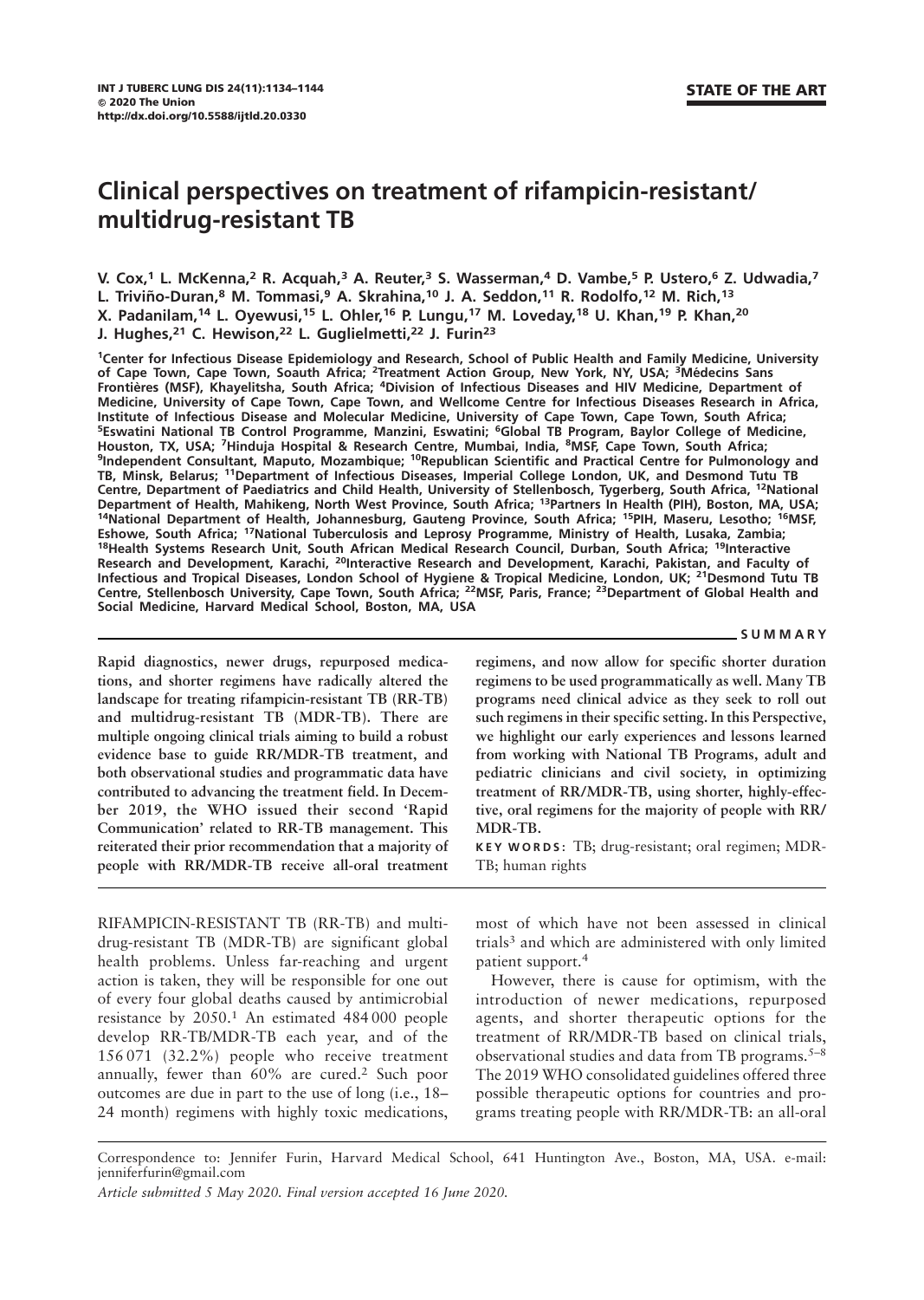INT J TUBERC LUNG DIS 24(11):1134–1144
© 2020 The Union
http://dx.doi.org/10.5588/ijtld.20.0330

STATE OF THE ART

# Clinical perspectives on treatment of rifampicin-resistant/ multidrug-resistant TB

**V. Cox,[1] L. McKenna,[2] R. Acquah,[3] A. Reuter,[3] S. Wasserman,[4] D. Vambe,[5] P. Ustero,[6] Z. Udwadia,[7] L. Triviño-Duran,[8] M. Tommasi,[9] A. Skrahina,[10] J. A. Seddon,[11] R. Rodolfo,[12] M. Rich,[13] X. Padanilam,[14] L. Oyewusi,[15] L. Ohler,[16] P. Lungu,[17] M. Loveday,[18] U. Khan,[19] P. Khan,[20] J. Hughes,[21] C. Hewison,[22] L. Guglielmetti,[22] J. Furin[23]**

**[1]Center for Infectious Disease Epidemiology and Research, School of Public Health and Family Medicine, University of Cape Town, Cape Town, Soauth Africa; [2]Treatment Action Group, New York, NY, USA; [3]Médecins Sans Frontières (MSF), Khayelitsha, South Africa; [4]Division of Infectious Diseases and HIV Medicine, Department of Medicine, University of Cape Town, Cape Town, and Wellcome Centre for Infectious Diseases Research in Africa, Institute of Infectious Disease and Molecular Medicine, University of Cape Town, Cape Town, South Africa; [5]Eswatini National TB Control Programme, Manzini, Eswatini; [6]Global TB Program, Baylor College of Medicine, Houston, TX, USA; [7]Hinduja Hospital & Research Centre, Mumbai, India, [8]MSF, Cape Town, South Africa; [9]Independent Consultant, Maputo, Mozambique; [10]Republican Scientific and Practical Centre for Pulmonology and TB, Minsk, Belarus; [11]Department of Infectious Diseases, Imperial College London, UK, and Desmond Tutu TB Centre, Department of Paediatrics and Child Health, University of Stellenbosch, Tygerberg, South Africa, [12]National Department of Health, Mahikeng, North West Province, South Africa; [13]Partners In Health (PIH), Boston, MA, USA; [14]National Department of Health, Johannesburg, Gauteng Province, South Africa; [15]PIH, Maseru, Lesotho; [16]MSF, Eshowe, South Africa; [17]National Tuberculosis and Leprosy Programme, Ministry of Health, Lusaka, Zambia; [18]Health Systems Research Unit, South African Medical Research Council, Durban, South Africa; [19]Interactive Research and Development, Karachi, [20]Interactive Research and Development, Karachi, Pakistan, and Faculty of Infectious and Tropical Diseases, London School of Hygiene & Tropical Medicine, London, UK; [21]Desmond Tutu TB Centre, Stellenbosch University, Cape Town, South Africa; [22]MSF, Paris, France; [23]Department of Global Health and Social Medicine, Harvard Medical School, Boston, MA, USA**

## SUMMARY

**Rapid diagnostics, newer drugs, repurposed medications, and shorter regimens have radically altered the landscape for treating rifampicin-resistant TB (RR-TB) and multidrug-resistant TB (MDR-TB). There are multiple ongoing clinical trials aiming to build a robust evidence base to guide RR/MDR-TB treatment, and both observational studies and programmatic data have contributed to advancing the treatment field. In December 2019, the WHO issued their second 'Rapid Communication' related to RR-TB management. This reiterated their prior recommendation that a majority of people with RR/MDR-TB receive all-oral treatment regimens, and now allow for specific shorter duration regimens to be used programmatically as well. Many TB programs need clinical advice as they seek to roll out such regimens in their specific setting. In this Perspective, we highlight our early experiences and lessons learned from working with National TB Programs, adult and pediatric clinicians and civil society, in optimizing treatment of RR/MDR-TB, using shorter, highly-effective, oral regimens for the majority of people with RR/MDR-TB.**

**KEY WORDS**: TB; drug-resistant; oral regimen; MDR-TB; human rights

RIFAMPICIN-RESISTANT TB (RR-TB) and multidrug-resistant TB (MDR-TB) are significant global health problems. Unless far-reaching and urgent action is taken, they will be responsible for one out of every four global deaths caused by antimicrobial resistance by 2050.[1] An estimated 484 000 people develop RR-TB/MDR-TB each year, and of the 156 071 (32.2%) people who receive treatment annually, fewer than 60% are cured.[2] Such poor outcomes are due in part to the use of long (i.e., 18–24 month) regimens with highly toxic medications, most of which have not been assessed in clinical trials[3] and which are administered with only limited patient support.[4]

However, there is cause for optimism, with the introduction of newer medications, repurposed agents, and shorter therapeutic options for the treatment of RR/MDR-TB based on clinical trials, observational studies and data from TB programs.[5–8] The 2019 WHO consolidated guidelines offered three possible therapeutic options for countries and programs treating people with RR/MDR-TB: an all-oral

Correspondence to: Jennifer Furin, Harvard Medical School, 641 Huntington Ave., Boston, MA, USA. e-mail: jenniferfurin@gmail.com

*Article submitted 5 May 2020. Final version accepted 16 June 2020.*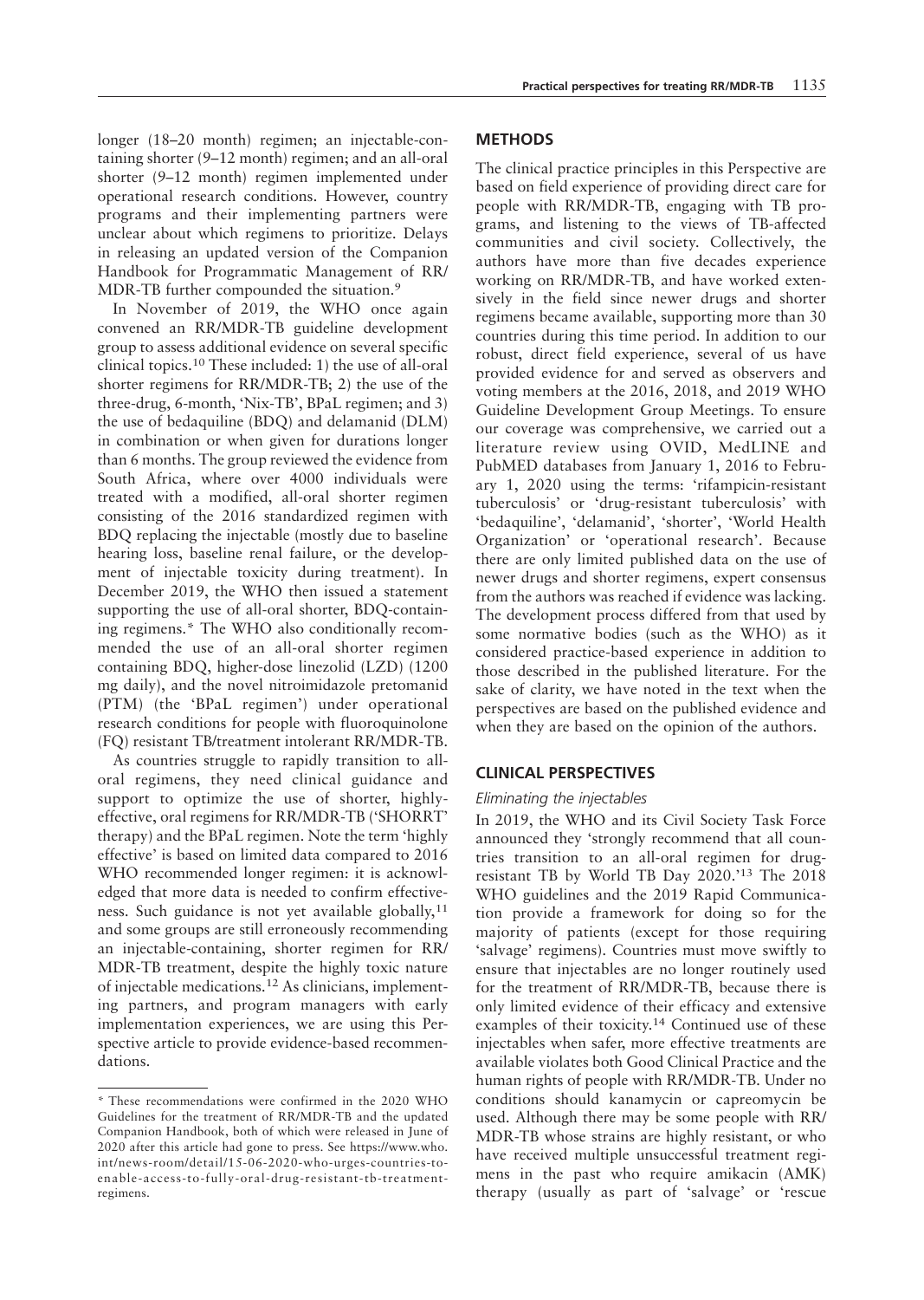longer (18–20 month) regimen; an injectable-containing shorter (9–12 month) regimen; and an all-oral shorter (9–12 month) regimen implemented under operational research conditions. However, country programs and their implementing partners were unclear about which regimens to prioritize. Delays in releasing an updated version of the Companion Handbook for Programmatic Management of RR/MDR-TB further compounded the situation.[9]

In November of 2019, the WHO once again convened an RR/MDR-TB guideline development group to assess additional evidence on several specific clinical topics.[10] These included: 1) the use of all-oral shorter regimens for RR/MDR-TB; 2) the use of the three-drug, 6-month, 'Nix-TB', BPaL regimen; and 3) the use of bedaquiline (BDQ) and delamanid (DLM) in combination or when given for durations longer than 6 months. The group reviewed the evidence from South Africa, where over 4000 individuals were treated with a modified, all-oral shorter regimen consisting of the 2016 standardized regimen with BDQ replacing the injectable (mostly due to baseline hearing loss, baseline renal failure, or the development of injectable toxicity during treatment). In December 2019, the WHO then issued a statement supporting the use of all-oral shorter, BDQ-containing regimens.* The WHO also conditionally recommended the use of an all-oral shorter regimen containing BDQ, higher-dose linezolid (LZD) (1200 mg daily), and the novel nitroimidazole pretomanid (PTM) (the 'BPaL regimen') under operational research conditions for people with fluoroquinolone (FQ) resistant TB/treatment intolerant RR/MDR-TB.

As countries struggle to rapidly transition to all-oral regimens, they need clinical guidance and support to optimize the use of shorter, highly-effective, oral regimens for RR/MDR-TB ('SHORRT' therapy) and the BPaL regimen. Note the term 'highly effective' is based on limited data compared to 2016 WHO recommended longer regimen: it is acknowledged that more data is needed to confirm effectiveness. Such guidance is not yet available globally,[11] and some groups are still erroneously recommending an injectable-containing, shorter regimen for RR/MDR-TB treatment, despite the highly toxic nature of injectable medications.[12] As clinicians, implementing partners, and program managers with early implementation experiences, we are using this Perspective article to provide evidence-based recommendations.

* These recommendations were confirmed in the 2020 WHO Guidelines for the treatment of RR/MDR-TB and the updated Companion Handbook, both of which were released in June of 2020 after this article had gone to press. See https://www.who.int/news-room/detail/15-06-2020-who-urges-countries-to-enable-access-to-fully-oral-drug-resistant-tb-treatment-regimens.

## METHODS

The clinical practice principles in this Perspective are based on field experience of providing direct care for people with RR/MDR-TB, engaging with TB programs, and listening to the views of TB-affected communities and civil society. Collectively, the authors have more than five decades experience working on RR/MDR-TB, and have worked extensively in the field since newer drugs and shorter regimens became available, supporting more than 30 countries during this time period. In addition to our robust, direct field experience, several of us have provided evidence for and served as observers and voting members at the 2016, 2018, and 2019 WHO Guideline Development Group Meetings. To ensure our coverage was comprehensive, we carried out a literature review using OVID, MedLINE and PubMED databases from January 1, 2016 to February 1, 2020 using the terms: 'rifampicin-resistant tuberculosis' or 'drug-resistant tuberculosis' with 'bedaquiline', 'delamanid', 'shorter', 'World Health Organization' or 'operational research'. Because there are only limited published data on the use of newer drugs and shorter regimens, expert consensus from the authors was reached if evidence was lacking. The development process differed from that used by some normative bodies (such as the WHO) as it considered practice-based experience in addition to those described in the published literature. For the sake of clarity, we have noted in the text when the perspectives are based on the published evidence and when they are based on the opinion of the authors.

## CLINICAL PERSPECTIVES

### *Eliminating the injectables*

In 2019, the WHO and its Civil Society Task Force announced they 'strongly recommend that all countries transition to an all-oral regimen for drug-resistant TB by World TB Day 2020.'[13] The 2018 WHO guidelines and the 2019 Rapid Communication provide a framework for doing so for the majority of patients (except for those requiring 'salvage' regimens). Countries must move swiftly to ensure that injectables are no longer routinely used for the treatment of RR/MDR-TB, because there is only limited evidence of their efficacy and extensive examples of their toxicity.[14] Continued use of these injectables when safer, more effective treatments are available violates both Good Clinical Practice and the human rights of people with RR/MDR-TB. Under no conditions should kanamycin or capreomycin be used. Although there may be some people with RR/MDR-TB whose strains are highly resistant, or who have received multiple unsuccessful treatment regimens in the past who require amikacin (AMK) therapy (usually as part of 'salvage' or 'rescue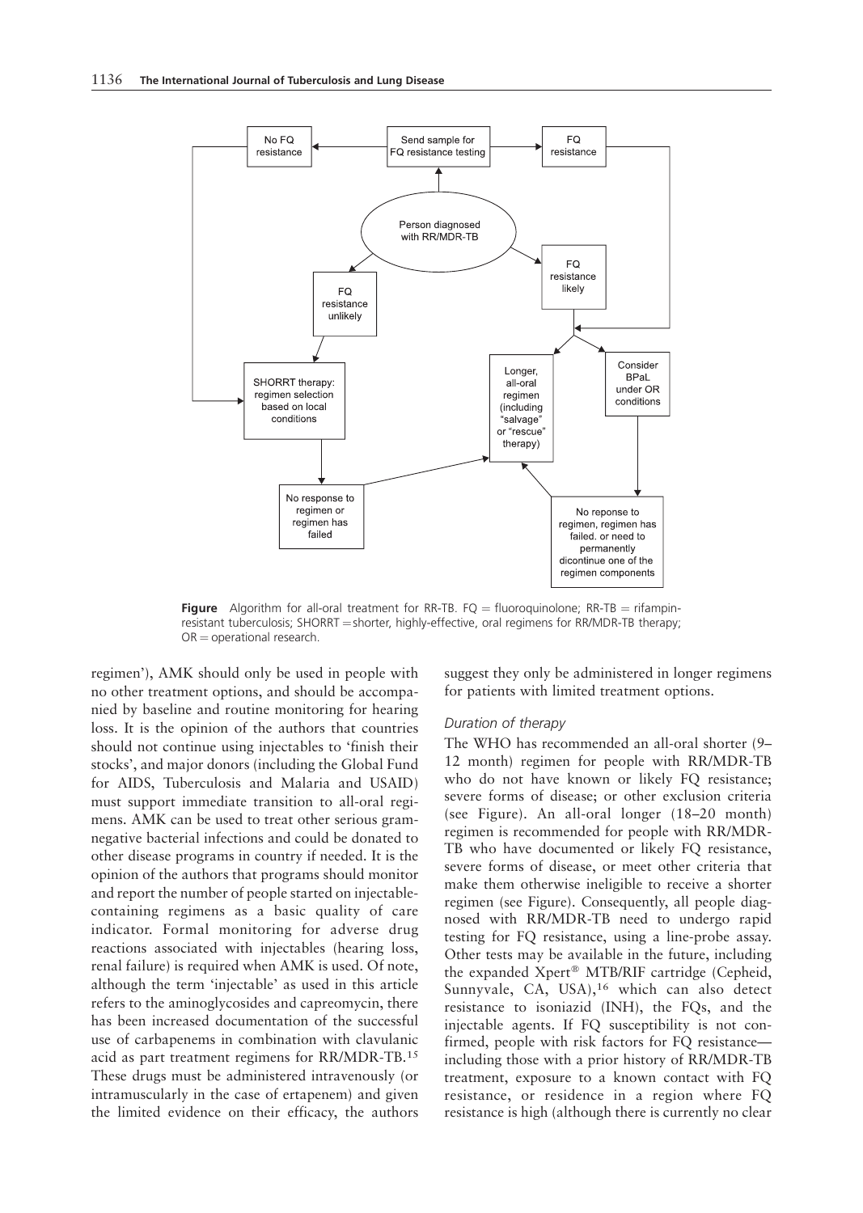**Figure** Algorithm for all-oral treatment for RR-TB. FQ = fluoroquinolone; RR-TB = rifampin-resistant tuberculosis; SHORRT = shorter, highly-effective, oral regimens for RR/MDR-TB therapy; OR = operational research.

regimen'), AMK should only be used in people with no other treatment options, and should be accompanied by baseline and routine monitoring for hearing loss. It is the opinion of the authors that countries should not continue using injectables to 'finish their stocks', and major donors (including the Global Fund for AIDS, Tuberculosis and Malaria and USAID) must support immediate transition to all-oral regimens. AMK can be used to treat other serious gram-negative bacterial infections and could be donated to other disease programs in country if needed. It is the opinion of the authors that programs should monitor and report the number of people started on injectable-containing regimens as a basic quality of care indicator. Formal monitoring for adverse drug reactions associated with injectables (hearing loss, renal failure) is required when AMK is used. Of note, although the term 'injectable' as used in this article refers to the aminoglycosides and capreomycin, there has been increased documentation of the successful use of carbapenems in combination with clavulanic acid as part treatment regimens for RR/MDR-TB.[15] These drugs must be administered intravenously (or intramuscularly in the case of ertapenem) and given the limited evidence on their efficacy, the authors suggest they only be administered in longer regimens for patients with limited treatment options.

### *Duration of therapy*

The WHO has recommended an all-oral shorter (9–12 month) regimen for people with RR/MDR-TB who do not have known or likely FQ resistance; severe forms of disease; or other exclusion criteria (see Figure). An all-oral longer (18–20 month) regimen is recommended for people with RR/MDR-TB who have documented or likely FQ resistance, severe forms of disease, or meet other criteria that make them otherwise ineligible to receive a shorter regimen (see Figure). Consequently, all people diagnosed with RR/MDR-TB need to undergo rapid testing for FQ resistance, using a line-probe assay. Other tests may be available in the future, including the expanded Xpert® MTB/RIF cartridge (Cepheid, Sunnyvale, CA, USA),[16] which can also detect resistance to isoniazid (INH), the FQs, and the injectable agents. If FQ susceptibility is not confirmed, people with risk factors for FQ resistance—including those with a prior history of RR/MDR-TB treatment, exposure to a known contact with FQ resistance, or residence in a region where FQ resistance is high (although there is currently no clear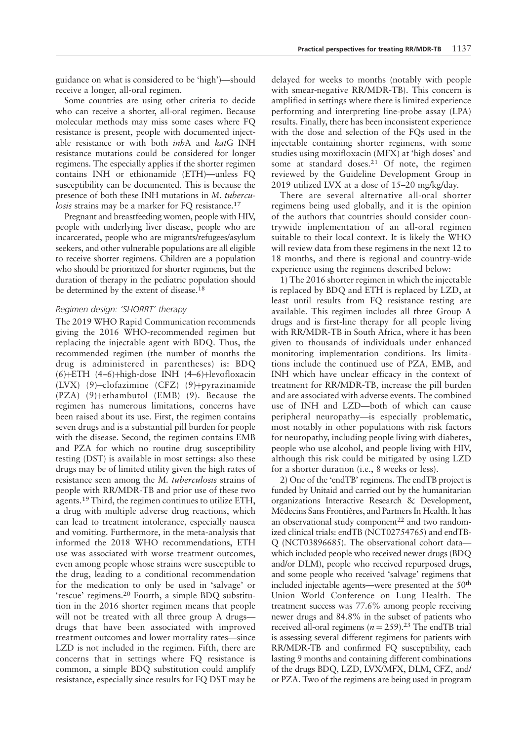guidance on what is considered to be 'high')—should receive a longer, all-oral regimen.

Some countries are using other criteria to decide who can receive a shorter, all-oral regimen. Because molecular methods may miss some cases where FQ resistance is present, people with documented injectable resistance or with both *inh*A and *kat*G INH resistance mutations could be considered for longer regimens. The especially applies if the shorter regimen contains INH or ethionamide (ETH)—unless FQ susceptibility can be documented. This is because the presence of both these INH mutations in *M. tuberculosis* strains may be a marker for FQ resistance.[17]

Pregnant and breastfeeding women, people with HIV, people with underlying liver disease, people who are incarcerated, people who are migrants/refugees/asylum seekers, and other vulnerable populations are all eligible to receive shorter regimens. Children are a population who should be prioritized for shorter regimens, but the duration of therapy in the pediatric population should be determined by the extent of disease.[18]

### *Regimen design: 'SHORRT' therapy*

The 2019 WHO Rapid Communication recommends giving the 2016 WHO-recommended regimen but replacing the injectable agent with BDQ. Thus, the recommended regimen (the number of months the drug is administered in parentheses) is: BDQ (6)+ETH (4–6)+high-dose INH (4–6)+levofloxacin (LVX) (9)+clofazimine (CFZ) (9)+pyrazinamide (PZA) (9)+ethambutol (EMB) (9). Because the regimen has numerous limitations, concerns have been raised about its use. First, the regimen contains seven drugs and is a substantial pill burden for people with the disease. Second, the regimen contains EMB and PZA for which no routine drug susceptibility testing (DST) is available in most settings: also these drugs may be of limited utility given the high rates of resistance seen among the *M. tuberculosis* strains of people with RR/MDR-TB and prior use of these two agents.[19] Third, the regimen continues to utilize ETH, a drug with multiple adverse drug reactions, which can lead to treatment intolerance, especially nausea and vomiting. Furthermore, in the meta-analysis that informed the 2018 WHO recommendations, ETH use was associated with worse treatment outcomes, even among people whose strains were susceptible to the drug, leading to a conditional recommendation for the medication to only be used in 'salvage' or 'rescue' regimens.[20] Fourth, a simple BDQ substitution in the 2016 shorter regimen means that people will not be treated with all three group A drugs—drugs that have been associated with improved treatment outcomes and lower mortality rates—since LZD is not included in the regimen. Fifth, there are concerns that in settings where FQ resistance is common, a simple BDQ substitution could amplify resistance, especially since results for FQ DST may be delayed for weeks to months (notably with people with smear-negative RR/MDR-TB). This concern is amplified in settings where there is limited experience performing and interpreting line-probe assay (LPA) results. Finally, there has been inconsistent experience with the dose and selection of the FQs used in the injectable containing shorter regimens, with some studies using moxifloxacin (MFX) at 'high doses' and some at standard doses.[21] Of note, the regimen reviewed by the Guideline Development Group in 2019 utilized LVX at a dose of 15–20 mg/kg/day.

There are several alternative all-oral shorter regimens being used globally, and it is the opinion of the authors that countries should consider countrywide implementation of an all-oral regimen suitable to their local context. It is likely the WHO will review data from these regimens in the next 12 to 18 months, and there is regional and country-wide experience using the regimens described below:

1) The 2016 shorter regimen in which the injectable is replaced by BDQ and ETH is replaced by LZD, at least until results from FQ resistance testing are available. This regimen includes all three Group A drugs and is first-line therapy for all people living with RR/MDR-TB in South Africa, where it has been given to thousands of individuals under enhanced monitoring implementation conditions. Its limitations include the continued use of PZA, EMB, and INH which have unclear efficacy in the context of treatment for RR/MDR-TB, increase the pill burden and are associated with adverse events. The combined use of INH and LZD—both of which can cause peripheral neuropathy—is especially problematic, most notably in other populations with risk factors for neuropathy, including people living with diabetes, people who use alcohol, and people living with HIV, although this risk could be mitigated by using LZD for a shorter duration (i.e., 8 weeks or less).

2) One of the 'endTB' regimens. The endTB project is funded by Unitaid and carried out by the humanitarian organizations Interactive Research & Development, Médecins Sans Frontières, and Partners In Health. It has an observational study component[22] and two randomized clinical trials: endTB (NCT02754765) and endTB-Q (NCT03896685). The observational cohort data—which included people who received newer drugs (BDQ and/or DLM), people who received repurposed drugs, and some people who received 'salvage' regimens that included injectable agents—were presented at the 50[th] Union World Conference on Lung Health. The treatment success was 77.6% among people receiving newer drugs and 84.8% in the subset of patients who received all-oral regimens ($n = 259$).[23] The endTB trial is assessing several different regimens for patients with RR/MDR-TB and confirmed FQ susceptibility, each lasting 9 months and containing different combinations of the drugs BDQ, LZD, LVX/MFX, DLM, CFZ, and/or PZA. Two of the regimens are being used in program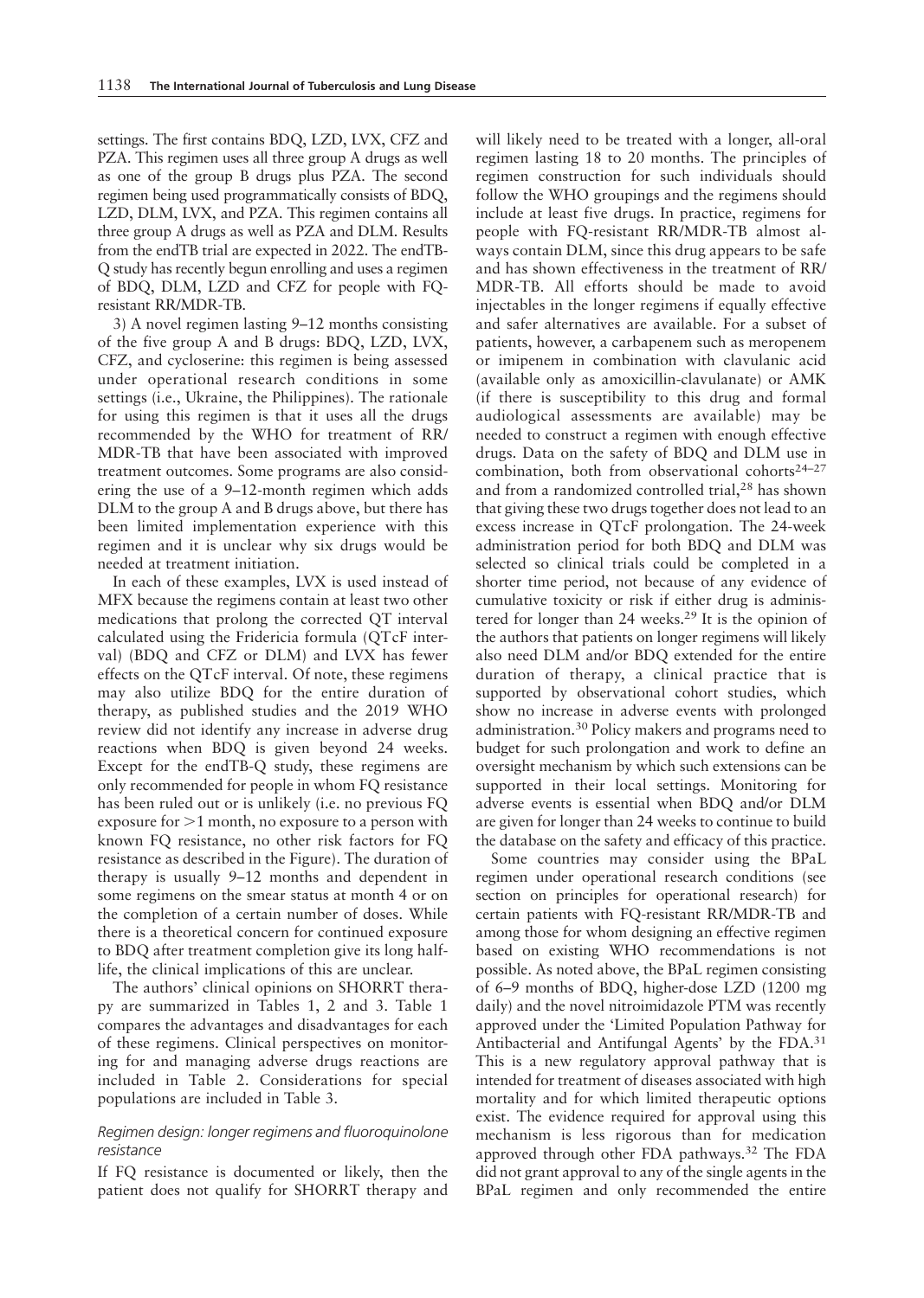settings. The first contains BDQ, LZD, LVX, CFZ and PZA. This regimen uses all three group A drugs as well as one of the group B drugs plus PZA. The second regimen being used programmatically consists of BDQ, LZD, DLM, LVX, and PZA. This regimen contains all three group A drugs as well as PZA and DLM. Results from the endTB trial are expected in 2022. The endTB-Q study has recently begun enrolling and uses a regimen of BDQ, DLM, LZD and CFZ for people with FQ-resistant RR/MDR-TB.

3) A novel regimen lasting 9–12 months consisting of the five group A and B drugs: BDQ, LZD, LVX, CFZ, and cycloserine: this regimen is being assessed under operational research conditions in some settings (i.e., Ukraine, the Philippines). The rationale for using this regimen is that it uses all the drugs recommended by the WHO for treatment of RR/MDR-TB that have been associated with improved treatment outcomes. Some programs are also considering the use of a 9–12-month regimen which adds DLM to the group A and B drugs above, but there has been limited implementation experience with this regimen and it is unclear why six drugs would be needed at treatment initiation.

In each of these examples, LVX is used instead of MFX because the regimens contain at least two other medications that prolong the corrected QT interval calculated using the Fridericia formula (QTcF interval) (BDQ and CFZ or DLM) and LVX has fewer effects on the QTcF interval. Of note, these regimens may also utilize BDQ for the entire duration of therapy, as published studies and the 2019 WHO review did not identify any increase in adverse drug reactions when BDQ is given beyond 24 weeks. Except for the endTB-Q study, these regimens are only recommended for people in whom FQ resistance has been ruled out or is unlikely (i.e. no previous FQ exposure for >1 month, no exposure to a person with known FQ resistance, no other risk factors for FQ resistance as described in the Figure). The duration of therapy is usually 9–12 months and dependent in some regimens on the smear status at month 4 or on the completion of a certain number of doses. While there is a theoretical concern for continued exposure to BDQ after treatment completion give its long half-life, the clinical implications of this are unclear.

The authors' clinical opinions on SHORRT therapy are summarized in Tables 1, 2 and 3. Table 1 compares the advantages and disadvantages for each of these regimens. Clinical perspectives on monitoring for and managing adverse drugs reactions are included in Table 2. Considerations for special populations are included in Table 3.

### *Regimen design: longer regimens and fluoroquinolone resistance*

If FQ resistance is documented or likely, then the patient does not qualify for SHORRT therapy and will likely need to be treated with a longer, all-oral regimen lasting 18 to 20 months. The principles of regimen construction for such individuals should follow the WHO groupings and the regimens should include at least five drugs. In practice, regimens for people with FQ-resistant RR/MDR-TB almost always contain DLM, since this drug appears to be safe and has shown effectiveness in the treatment of RR/MDR-TB. All efforts should be made to avoid injectables in the longer regimens if equally effective and safer alternatives are available. For a subset of patients, however, a carbapenem such as meropenem or imipenem in combination with clavulanic acid (available only as amoxicillin-clavulanate) or AMK (if there is susceptibility to this drug and formal audiological assessments are available) may be needed to construct a regimen with enough effective drugs. Data on the safety of BDQ and DLM use in combination, both from observational cohorts[24–27] and from a randomized controlled trial,[28] has shown that giving these two drugs together does not lead to an excess increase in QTcF prolongation. The 24-week administration period for both BDQ and DLM was selected so clinical trials could be completed in a shorter time period, not because of any evidence of cumulative toxicity or risk if either drug is administered for longer than 24 weeks.[29] It is the opinion of the authors that patients on longer regimens will likely also need DLM and/or BDQ extended for the entire duration of therapy, a clinical practice that is supported by observational cohort studies, which show no increase in adverse events with prolonged administration.[30] Policy makers and programs need to budget for such prolongation and work to define an oversight mechanism by which such extensions can be supported in their local settings. Monitoring for adverse events is essential when BDQ and/or DLM are given for longer than 24 weeks to continue to build the database on the safety and efficacy of this practice.

Some countries may consider using the BPaL regimen under operational research conditions (see section on principles for operational research) for certain patients with FQ-resistant RR/MDR-TB and among those for whom designing an effective regimen based on existing WHO recommendations is not possible. As noted above, the BPaL regimen consisting of 6–9 months of BDQ, higher-dose LZD (1200 mg daily) and the novel nitroimidazole PTM was recently approved under the 'Limited Population Pathway for Antibacterial and Antifungal Agents' by the FDA.[31] This is a new regulatory approval pathway that is intended for treatment of diseases associated with high mortality and for which limited therapeutic options exist. The evidence required for approval using this mechanism is less rigorous than for medication approved through other FDA pathways.[32] The FDA did not grant approval to any of the single agents in the BPaL regimen and only recommended the entire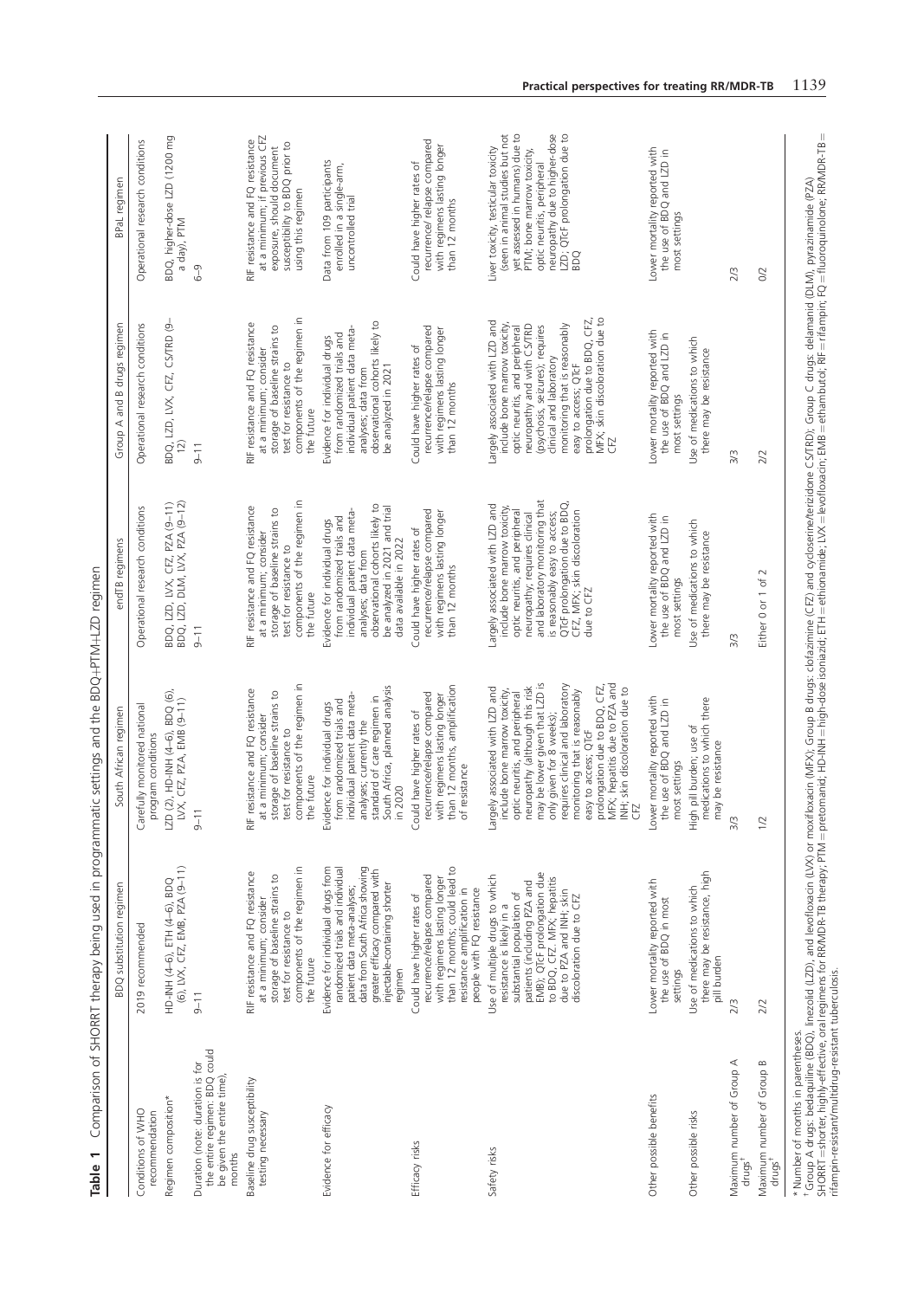**Table 1** Comparison of SHORRT therapy being used in programmatic settings and the BDQ+PTM+LZD regimen

| | BDQ substitution regimen | South African regimen | endTB regimens | Group A and B drugs regimen | BPaL regimen |
|---|---|---|---|---|---|
| Conditions of WHO recommendation | 2019 recommended | Carefully monitored national program conditions | Operational research conditions | Operational research conditions | Operational research conditions |
| Regimen composition* | HD-INH (4–6), ETH (4–6), BDQ (6), LVX, CFZ, EMB, PZA (9–11) | LZD (2), HD-INH (4–6), BDQ (6), LVX, CFZ, PZA, EMB (9–11) | BDQ, LZD, LVX, CFZ, PZA (9–11) BDQ, LZD, DLM, LVX, PZA (9–12) | BDQ, LZD, LVX, CFZ, CS/TRD (9–12) | BDQ, higher-dose LZD (1200 mg a day), PTM |
| Duration (note: duration is for the entire regimen: BDQ could be given the entire time), months | 9–11 | 9–11 | 9–11 | 9–11 | 6–9 |
| Baseline drug susceptibility testing necessary | RIF resistance and FQ resistance at a minimum; consider storage of baseline strains to test for resistance to components of the regimen in the future | RIF resistance and FQ resistance at a minimum; consider storage of baseline strains to test for resistance to components of the regimen in the future | RIF resistance and FQ resistance at a minimum; consider storage of baseline strains to test for resistance to components of the regimen in the future | RIF resistance and FQ resistance at a minimum; consider storage of baseline strains to test for resistance to components of the regimen in the future | RIF resistance and FQ resistance at a minimum; if previous CFZ exposure, should document susceptibility to BDQ prior to using this regimen |
| Evidence for efficacy | Evidence for individual drugs from randomized trials and individual patient data meta-analyses; data from South Africa showing greater efficacy compared with injectable-containing shorter regimen | Evidence for individual drugs from randomized trials and individual patient data meta-analyses; currently the standard of care regimen in South Africa, planned analysis in 2020 | Evidence for individual drugs from randomized trials and individual patient data meta-analyses; data from observational cohorts likely to be analyzed in 2021 and trial data available in 2022 | Evidence for individual drugs from randomized trials and individual patient data meta-analyses; data from observational cohorts likely to be analyzed in 2021 | Data from 109 participants enrolled in a single-arm, uncontrolled trial |
| Efficacy risks | Could have higher rates of recurrence/relapse compared with regimens lasting longer than 12 months; could lead to resistance amplification in people with FQ resistance | Could have higher rates of recurrence/relapse compared with regimens lasting longer than 12 months, amplification of resistance | Could have higher rates of recurrence/relapse compared with regimens lasting longer than 12 months | Could have higher rates of recurrence/relapse compared with regimens lasting longer than 12 months | Could have higher rates of recurrence/ relapse compared with regimens lasting longer than 12 months |
| Safety risks | Use of multiple drugs to which resistance is likely in a substantial population of patients (including PZA and EMB); QTcF prolongation due to BDQ, CFZ, MFX; hepatitis due to PZA and INH; skin discoloration due to CFZ | Largely associated with LZD and include bone marrow toxicity, optic neuritis, and peripheral neuropathy (although this risk may be lower given that LZD is only given for 8 weeks); requires clinical and laboratory monitoring that is reasonably easy to access; QTcF prolongation due to BDQ, CFZ, MFX; hepatitis due to PZA and INH; skin discoloration due to CFZ | Largely associated with LZD and include bone marrow toxicity, optic neuritis, and peripheral neuropathy; requires clinical and laboratory monitoring that is reasonably easy to access; QTcF prolongation due to BDQ, CFZ, MFX; skin discoloration due to CFZ | Largely associated with LZD and include bone marrow toxicity, optic neuritis, and peripheral neuropathy and with CS/TRD (psychosis, seizures); requires clinical and laboratory monitoring that is reasonably easy to access; QTcF prolongation due to BDQ, CFZ, MFX; skin discoloration due to CFZ | Liver toxicity, testicular toxicity (seen in animal studies but not yet assessed in humans) due to PTM; bone marrow toxicity, optic neuritis, peripheral neuropathy due to higher-dose LZD; QTcF prolongation due to BDQ |
| Other possible benefits | Lower mortality reported with the use of BDQ in most settings | Lower mortality reported with the use of BDQ and LZD in most settings | Lower mortality reported with the use of BDQ and LZD in most settings | Lower mortality reported with the use of BDQ and LZD in most settings | Lower mortality reported with the use of BDQ and LZD in most settings |
| Other possible risks | Use of medications to which there may be resistance, high pill burden | High pill burden; use of medications to which there may be resistance | Use of medications to which there may be resistance | Use of medications to which there may be resistance | |
| Maximum number of Group A drugs[†] | 2/3 | 3/3 | 3/3 | 3/3 | 2/3 |
| Maximum number of Group B drugs[†] | 2/2 | 1/2 | Either 0 or 1 of 2 | 2/2 | 0/2 |

\* Number of months in parentheses.
[†] Group A drugs: bedaquiline (BDQ), linezolid (LZD), and levofloxacin (LVX) or moxifloxacin (MFX); Group B drugs: clofazimine (CFZ) and cycloserine/terizidone CS/TRD; Group C drugs: delamanid (DLM), pyrazinamide (PZA).
SHORRT = shorter, highly-effective, oral regimens for RR/MDR-TB therapy; PTM = pretomanid; HD-INH = high-dose isoniazid; ETH = ethionamide; LVX = levofloxacin; EMB = ethambutol; RIF = rifampin; FQ = fluoroquinolone; RR/MDR-TB = rifampin-resistant/multidrug-resistant tuberculosis.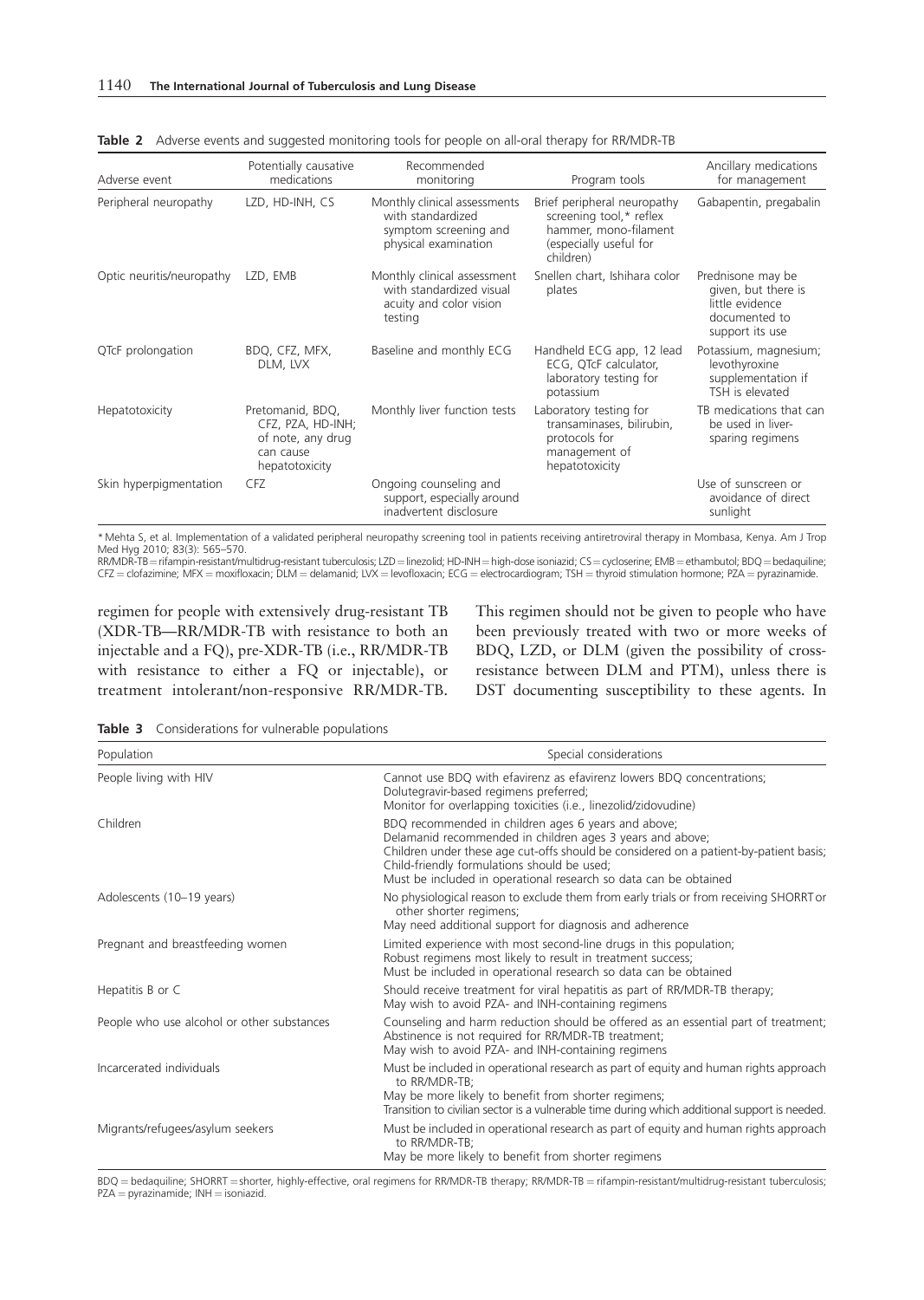**Table 2** Adverse events and suggested monitoring tools for people on all-oral therapy for RR/MDR-TB

| Adverse event | Potentially causative medications | Recommended monitoring | Program tools | Ancillary medications for management |
|---|---|---|---|---|
| Peripheral neuropathy | LZD, HD-INH, CS | Monthly clinical assessments with standardized symptom screening and physical examination | Brief peripheral neuropathy screening tool,* reflex hammer, mono-filament (especially useful for children) | Gabapentin, pregabalin |
| Optic neuritis/neuropathy | LZD, EMB | Monthly clinical assessment with standardized visual acuity and color vision testing | Snellen chart, Ishihara color plates | Prednisone may be given, but there is little evidence documented to support its use |
| QTcF prolongation | BDQ, CFZ, MFX, DLM, LVX | Baseline and monthly ECG | Handheld ECG app, 12 lead ECG, QTcF calculator, laboratory testing for potassium | Potassium, magnesium; levothyroxine supplementation if TSH is elevated |
| Hepatotoxicity | Pretomanid, BDQ, CFZ, PZA, HD-INH; of note, any drug can cause hepatotoxicity | Monthly liver function tests | Laboratory testing for transaminases, bilirubin, protocols for management of hepatotoxicity | TB medications that can be used in liver-sparing regimens |
| Skin hyperpigmentation | CFZ | Ongoing counseling and support, especially around inadvertent disclosure | | Use of sunscreen or avoidance of direct sunlight |

* Mehta S, et al. Implementation of a validated peripheral neuropathy screening tool in patients receiving antiretroviral therapy in Mombasa, Kenya. Am J Trop Med Hyg 2010; 83(3): 565–570.

RR/MDR-TB = rifampin-resistant/multidrug-resistant tuberculosis; LZD = linezolid; HD-INH = high-dose isoniazid; CS = cycloserine; EMB = ethambutol; BDQ = bedaquiline; CFZ = clofazimine; MFX = moxifloxacin; DLM = delamanid; LVX = levofloxacin; ECG = electrocardiogram; TSH = thyroid stimulation hormone; PZA = pyrazinamide.

regimen for people with extensively drug-resistant TB (XDR-TB—RR/MDR-TB with resistance to both an injectable and a FQ), pre-XDR-TB (i.e., RR/MDR-TB with resistance to either a FQ or injectable), or treatment intolerant/non-responsive RR/MDR-TB. This regimen should not be given to people who have been previously treated with two or more weeks of BDQ, LZD, or DLM (given the possibility of cross-resistance between DLM and PTM), unless there is DST documenting susceptibility to these agents. In

**Table 3** Considerations for vulnerable populations

| Population | Special considerations |
|---|---|
| People living with HIV | Cannot use BDQ with efavirenz as efavirenz lowers BDQ concentrations;<br>Dolutegravir-based regimens preferred;<br>Monitor for overlapping toxicities (i.e., linezolid/zidovudine) |
| Children | BDQ recommended in children ages 6 years and above;<br>Delamanid recommended in children ages 3 years and above;<br>Children under these age cut-offs should be considered on a patient-by-patient basis;<br>Child-friendly formulations should be used;<br>Must be included in operational research so data can be obtained |
| Adolescents (10–19 years) | No physiological reason to exclude them from early trials or from receiving SHORRT or other shorter regimens;<br>May need additional support for diagnosis and adherence |
| Pregnant and breastfeeding women | Limited experience with most second-line drugs in this population;<br>Robust regimens most likely to result in treatment success;<br>Must be included in operational research so data can be obtained |
| Hepatitis B or C | Should receive treatment for viral hepatitis as part of RR/MDR-TB therapy;<br>May wish to avoid PZA- and INH-containing regimens |
| People who use alcohol or other substances | Counseling and harm reduction should be offered as an essential part of treatment;<br>Abstinence is not required for RR/MDR-TB treatment;<br>May wish to avoid PZA- and INH-containing regimens |
| Incarcerated individuals | Must be included in operational research as part of equity and human rights approach to RR/MDR-TB;<br>May be more likely to benefit from shorter regimens;<br>Transition to civilian sector is a vulnerable time during which additional support is needed. |
| Migrants/refugees/asylum seekers | Must be included in operational research as part of equity and human rights approach to RR/MDR-TB;<br>May be more likely to benefit from shorter regimens |

BDQ = bedaquiline; SHORRT = shorter, highly-effective, oral regimens for RR/MDR-TB therapy; RR/MDR-TB = rifampin-resistant/multidrug-resistant tuberculosis; PZA = pyrazinamide; INH = isoniazid.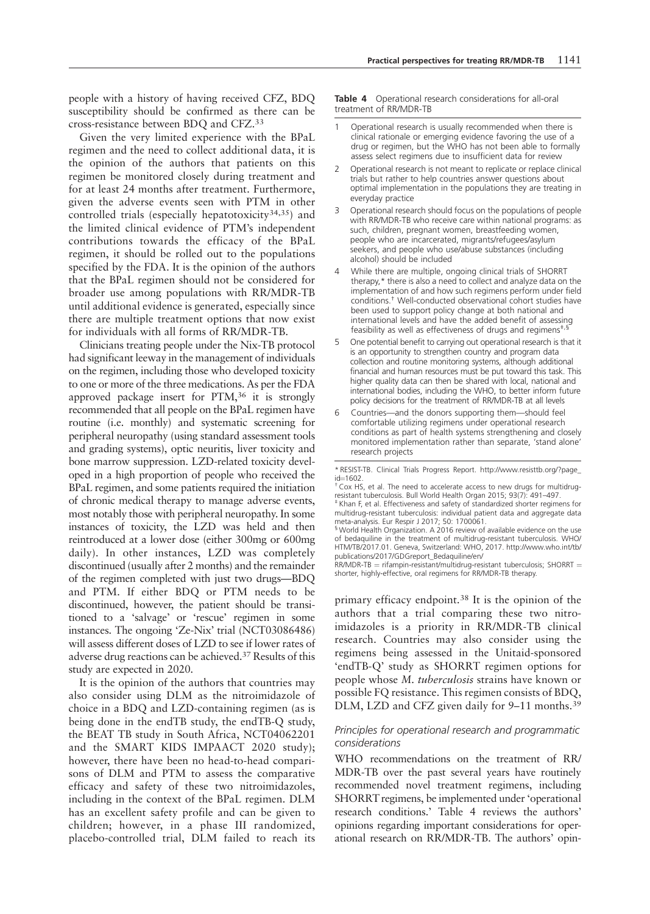people with a history of having received CFZ, BDQ susceptibility should be confirmed as there can be cross-resistance between BDQ and CFZ.[33]

Given the very limited experience with the BPaL regimen and the need to collect additional data, it is the opinion of the authors that patients on this regimen be monitored closely during treatment and for at least 24 months after treatment. Furthermore, given the adverse events seen with PTM in other controlled trials (especially hepatotoxicity[34,35]) and the limited clinical evidence of PTM's independent contributions towards the efficacy of the BPaL regimen, it should be rolled out to the populations specified by the FDA. It is the opinion of the authors that the BPaL regimen should not be considered for broader use among populations with RR/MDR-TB until additional evidence is generated, especially since there are multiple treatment options that now exist for individuals with all forms of RR/MDR-TB.

Clinicians treating people under the Nix-TB protocol had significant leeway in the management of individuals on the regimen, including those who developed toxicity to one or more of the three medications. As per the FDA approved package insert for PTM,[36] it is strongly recommended that all people on the BPaL regimen have routine (i.e. monthly) and systematic screening for peripheral neuropathy (using standard assessment tools and grading systems), optic neuritis, liver toxicity and bone marrow suppression. LZD-related toxicity developed in a high proportion of people who received the BPaL regimen, and some patients required the initiation of chronic medical therapy to manage adverse events, most notably those with peripheral neuropathy. In some instances of toxicity, the LZD was held and then reintroduced at a lower dose (either 300mg or 600mg daily). In other instances, LZD was completely discontinued (usually after 2 months) and the remainder of the regimen completed with just two drugs—BDQ and PTM. If either BDQ or PTM needs to be discontinued, however, the patient should be transitioned to a 'salvage' or 'rescue' regimen in some instances. The ongoing 'Ze-Nix' trial (NCT03086486) will assess different doses of LZD to see if lower rates of adverse drug reactions can be achieved.[37] Results of this study are expected in 2020.

It is the opinion of the authors that countries may also consider using DLM as the nitroimidazole of choice in a BDQ and LZD-containing regimen (as is being done in the endTB study, the endTB-Q study, the BEAT TB study in South Africa, NCT04062201 and the SMART KIDS IMPAACT 2020 study); however, there have been no head-to-head comparisons of DLM and PTM to assess the comparative efficacy and safety of these two nitroimidazoles, including in the context of the BPaL regimen. DLM has an excellent safety profile and can be given to children; however, in a phase III randomized, placebo-controlled trial, DLM failed to reach its primary efficacy endpoint.[38] It is the opinion of the authors that a trial comparing these two nitroimidazoles is a priority in RR/MDR-TB clinical research. Countries may also consider using the regimens being assessed in the Unitaid-sponsored 'endTB-Q' study as SHORRT regimen options for people whose *M. tuberculosis* strains have known or possible FQ resistance. This regimen consists of BDQ, DLM, LZD and CFZ given daily for 9–11 months.[39]

**Table 4** Operational research considerations for all-oral treatment of RR/MDR-TB

1. Operational research is usually recommended when there is clinical rationale or emerging evidence favoring the use of a drug or regimen, but the WHO has not been able to formally assess select regimens due to insufficient data for review
2. Operational research is not meant to replicate or replace clinical trials but rather to help countries answer questions about optimal implementation in the populations they are treating in everyday practice
3. Operational research should focus on the populations of people with RR/MDR-TB who receive care within national programs: as such, children, pregnant women, breastfeeding women, people who are incarcerated, migrants/refugees/asylum seekers, and people who use/abuse substances (including alcohol) should be included
4. While there are multiple, ongoing clinical trials of SHORRT therapy,* there is also a need to collect and analyze data on the implementation of and how such regimens perform under field conditions.† Well-conducted observational cohort studies have been used to support policy change at both national and international levels and have the added benefit of assessing feasibility as well as effectiveness of drugs and regimens‡,§
5. One potential benefit to carrying out operational research is that it is an opportunity to strengthen country and program data collection and routine monitoring systems, although additional financial and human resources must be put toward this task. This higher quality data can then be shared with local, national and international bodies, including the WHO, to better inform future policy decisions for the treatment of RR/MDR-TB at all levels
6. Countries—and the donors supporting them—should feel comfortable utilizing regimens under operational research conditions as part of health systems strengthening and closely monitored implementation rather than separate, 'stand alone' research projects

* RESIST-TB. Clinical Trials Progress Report. http://www.resisttb.org/?page_id=1602.
† Cox HS, et al. The need to accelerate access to new drugs for multidrug-resistant tuberculosis. Bull World Health Organ 2015; 93(7): 491–497.
‡ Khan F, et al. Effectiveness and safety of standardized shorter regimens for multidrug-resistant tuberculosis: individual patient data and aggregate data meta-analysis. Eur Respir J 2017; 50: 1700061.
§ World Health Organization. A 2016 review of available evidence on the use of bedaquiline in the treatment of multidrug-resistant tuberculosis. WHO/HTM/TB/2017.01. Geneva, Switzerland: WHO, 2017. http://www.who.int/tb/publications/2017/GDGreport_Bedaquiline/en/
RR/MDR-TB = rifampin-resistant/multidrug-resistant tuberculosis; SHORRT = shorter, highly-effective, oral regimens for RR/MDR-TB therapy.

### *Principles for operational research and programmatic considerations*

WHO recommendations on the treatment of RR/MDR-TB over the past several years have routinely recommended novel treatment regimens, including SHORRT regimens, be implemented under 'operational research conditions.' Table 4 reviews the authors' opinions regarding important considerations for operational research on RR/MDR-TB. The authors' opin-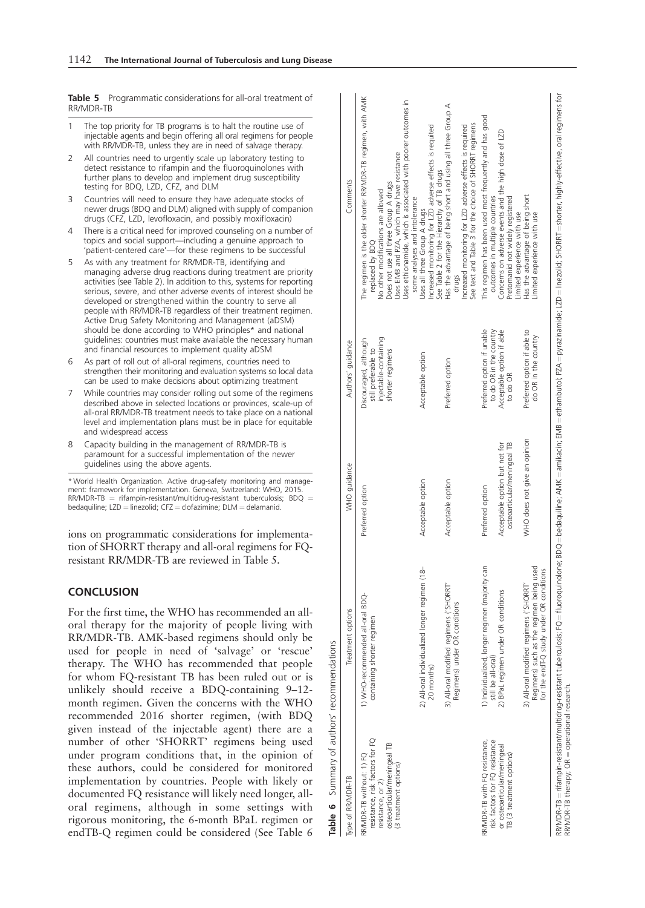**Table 5** Programmatic considerations for all-oral treatment of RR/MDR-TB

1. The top priority for TB programs is to halt the routine use of injectable agents and begin offering all oral regimens for people with RR/MDR-TB, unless they are in need of salvage therapy.
2. All countries need to urgently scale up laboratory testing to detect resistance to rifampin and the fluoroquinolones with further plans to develop and implement drug susceptibility testing for BDQ, LZD, CFZ, and DLM
3. Countries will need to ensure they have adequate stocks of newer drugs (BDQ and DLM) aligned with supply of companion drugs (CFZ, LZD, levofloxacin, and possibly moxifloxacin)
4. There is a critical need for improved counseling on a number of topics and social support—including a genuine approach to 'patient-centered care'—for these regimens to be successful
5. As with any treatment for RR/MDR-TB, identifying and managing adverse drug reactions during treatment are priority activities (see Table 2). In addition to this, systems for reporting serious, severe, and other adverse events of interest should be developed or strengthened within the country to serve all people with RR/MDR-TB regardless of their treatment regimen. Active Drug Safety Monitoring and Management (aDSM) should be done according to WHO principles* and national guidelines: countries must make available the necessary human and financial resources to implement quality aDSM
6. As part of roll out of all-oral regimens, countries need to strengthen their monitoring and evaluation systems so local data can be used to make decisions about optimizing treatment
7. While countries may consider rolling out some of the regimens described above in selected locations or provinces, scale-up of all-oral RR/MDR-TB treatment needs to take place on a national level and implementation plans must be in place for equitable and widespread access
8. Capacity building in the management of RR/MDR-TB is paramount for a successful implementation of the newer guidelines using the above agents.

\* World Health Organization. Active drug-safety monitoring and management: framework for implementation. Geneva, Switzerland: WHO, 2015.
RR/MDR-TB = rifampin-resistant/multidrug-resistant tuberculosis; BDQ = bedaquiline; LZD = linezolid; CFZ = clofazimine; DLM = delamanid.

ions on programmatic considerations for implementation of SHORRT therapy and all-oral regimens for FQ-resistant RR/MDR-TB are reviewed in Table 5.

## CONCLUSION

For the first time, the WHO has recommended an all-oral therapy for the majority of people living with RR/MDR-TB. AMK-based regimens should only be used for people in need of 'salvage' or 'rescue' therapy. The WHO has recommended that people for whom FQ-resistant TB has been ruled out or is unlikely should receive a BDQ-containing 9–12-month regimen. Given the concerns with the WHO recommended 2016 shorter regimen, (with BDQ given instead of the injectable agent) there are a number of other 'SHORRT' regimens being used under program conditions that, in the opinion of these authors, could be considered for monitored implementation by countries. People with likely or documented FQ resistance will likely need longer, all-oral regimens, although in some settings with rigorous monitoring, the 6-month BPaL regimen or endTB-Q regimen could be considered (See Table 6

**Table 6** Summary of authors' recommendations

| Type of RR/MDR-TB | Treatment options | WHO guidance | Authors' guidance | Comments |
|---|---|---|---|---|
| RR/MDR-TB without: 1) FQ resistance, risk factors for FQ resistance, or 2) osteoarticular/meningeal TB (3 treatment options) | 1) WHO-recommended all-oral BDQ-containing shorter regimen | Preferred option | Discouraged, although still preferable to injectable-containing shorter regimens | The regimen is the older shorter RR/MDR-TB regimen, with AMK replaced by BDQ<br>No other modifications are allowed<br>Does not use all three Group A drugs<br>Uses EMB and PZA, which may have resistance<br>Uses ethionamide, which is associated with poorer outcomes in some analyses and intolerance |
| | 2) All-oral individualized longer regimen (18–20 months) | Acceptable option | Acceptable option | Uses all three Group A drugs<br>Increased monitoring for LZD adverse effects is required<br>See Table 2 for the Hierarchy of TB drugs |
| | 3) All-oral modified regimens ('SHORRT' Regimens) under OR conditions | Acceptable option | Preferred option | Has the advantage of being short and using all three Group A drugs<br>Increased monitoring for LZD adverse effects is required<br>See text and Table 3 for the choice of SHORRT regimens |
| RR/MDR-TB with FQ resistance, risk factors for FQ resistance or osteoarticular/meningeal TB (3 treatment options) | 1) Individualized, longer regimen (majority can still be all-oral) | Preferred option | Preferred option if unable to do OR in the country | This regimen has been used most frequently and has good outcomes in multiple countries |
| | 2) BPaL regimen under OR conditions | Acceptable option but not for osteoarticular/meningeal TB | Acceptable option if able to do OR | Concerns on adverse events and the high dose of LZD<br>Pretomanid not widely registered<br>Limited experience with use |
| | 3) All-oral modified regimens ('SHORRT' Regimens) such as the regimen being used for the endTB-Q study under OR conditions | WHO does not give an opinion | Preferred option if able to do OR in the country | Has the advantage of being short<br>Limited experience with use |

RR/MDR-TB = rifampin-resistant/multidrug-resistant tuberculosis; FQ = fluoroquinolone; BDQ = bedaquiline; AMK = amikacin; EMB = ethambutol; PZA = pyrazinamide; LZD = linezolid; SHORRT = shorter, highly-effective, oral regimens for RR/MDR-TB therapy; OR = operational research.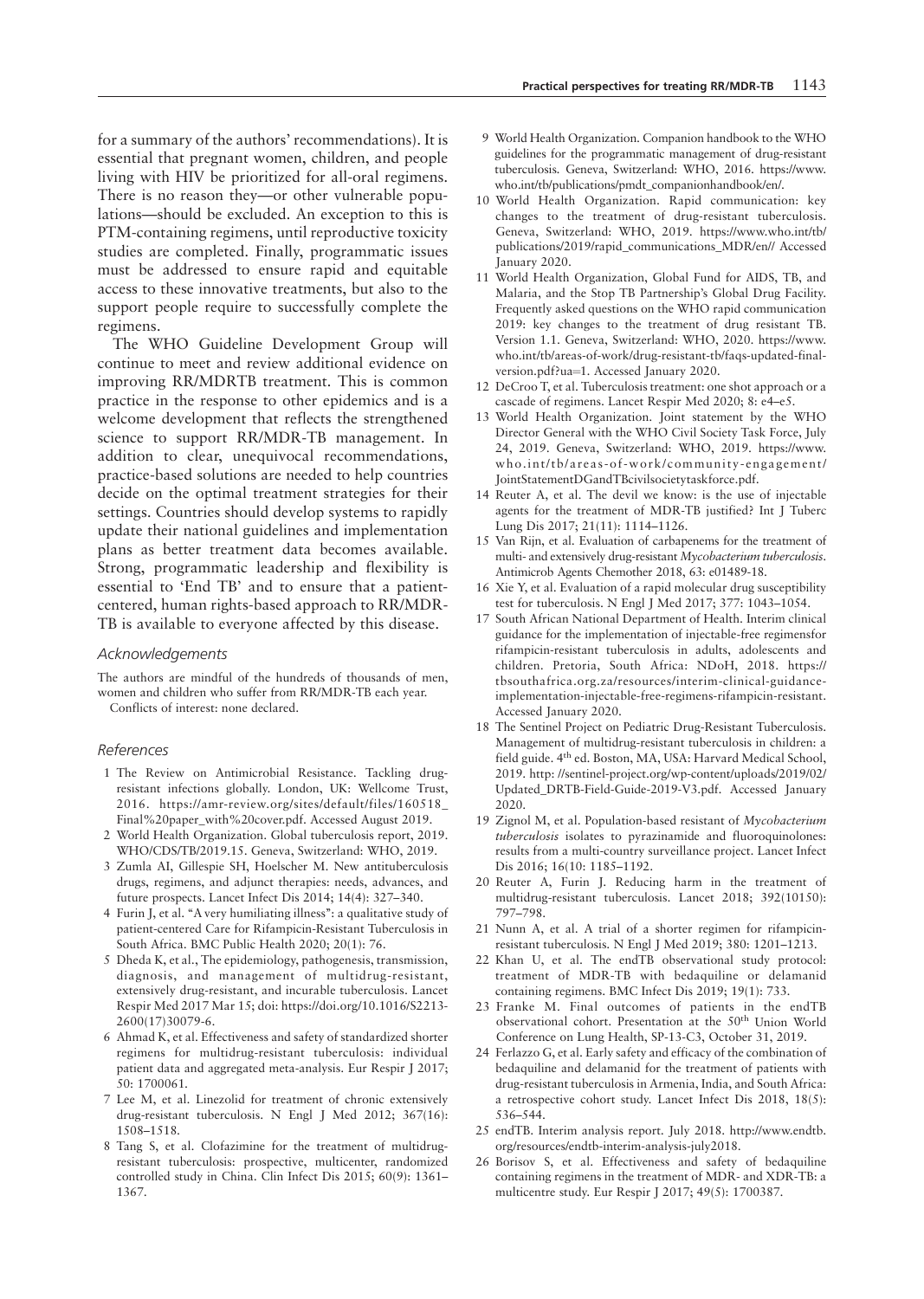for a summary of the authors' recommendations). It is essential that pregnant women, children, and people living with HIV be prioritized for all-oral regimens. There is no reason they—or other vulnerable populations—should be excluded. An exception to this is PTM-containing regimens, until reproductive toxicity studies are completed. Finally, programmatic issues must be addressed to ensure rapid and equitable access to these innovative treatments, but also to the support people require to successfully complete the regimens.

The WHO Guideline Development Group will continue to meet and review additional evidence on improving RR/MDRTB treatment. This is common practice in the response to other epidemics and is a welcome development that reflects the strengthened science to support RR/MDR-TB management. In addition to clear, unequivocal recommendations, practice-based solutions are needed to help countries decide on the optimal treatment strategies for their settings. Countries should develop systems to rapidly update their national guidelines and implementation plans as better treatment data becomes available. Strong, programmatic leadership and flexibility is essential to 'End TB' and to ensure that a patient-centered, human rights-based approach to RR/MDR-TB is available to everyone affected by this disease.

### *Acknowledgements*

The authors are mindful of the hundreds of thousands of men, women and children who suffer from RR/MDR-TB each year.

Conflicts of interest: none declared.

### *References*

1. The Review on Antimicrobial Resistance. Tackling drug-resistant infections globally. London, UK: Wellcome Trust, 2016. https://amr-review.org/sites/default/files/160518_Final%20paper_with%20cover.pdf. Accessed August 2019.
2. World Health Organization. Global tuberculosis report, 2019. WHO/CDS/TB/2019.15. Geneva, Switzerland: WHO, 2019.
3. Zumla AI, Gillespie SH, Hoelscher M. New antituberculosis drugs, regimens, and adjunct therapies: needs, advances, and future prospects. Lancet Infect Dis 2014; 14(4): 327–340.
4. Furin J, et al. "A very humiliating illness": a qualitative study of patient-centered Care for Rifampicin-Resistant Tuberculosis in South Africa. BMC Public Health 2020; 20(1): 76.
5. Dheda K, et al., The epidemiology, pathogenesis, transmission, diagnosis, and management of multidrug-resistant, extensively drug-resistant, and incurable tuberculosis. Lancet Respir Med 2017 Mar 15; doi: https://doi.org/10.1016/S2213-2600(17)30079-6.
6. Ahmad K, et al. Effectiveness and safety of standardized shorter regimens for multidrug-resistant tuberculosis: individual patient data and aggregated meta-analysis. Eur Respir J 2017; 50: 1700061.
7. Lee M, et al. Linezolid for treatment of chronic extensively drug-resistant tuberculosis. N Engl J Med 2012; 367(16): 1508–1518.
8. Tang S, et al. Clofazimine for the treatment of multidrug-resistant tuberculosis: prospective, multicenter, randomized controlled study in China. Clin Infect Dis 2015; 60(9): 1361–1367.
9. World Health Organization. Companion handbook to the WHO guidelines for the programmatic management of drug-resistant tuberculosis. Geneva, Switzerland: WHO, 2016. https://www.who.int/tb/publications/pmdt_companionhandbook/en/.
10. World Health Organization. Rapid communication: key changes to the treatment of drug-resistant tuberculosis. Geneva, Switzerland: WHO, 2019. https://www.who.int/tb/publications/2019/rapid_communications_MDR/en// Accessed January 2020.
11. World Health Organization, Global Fund for AIDS, TB, and Malaria, and the Stop TB Partnership's Global Drug Facility. Frequently asked questions on the WHO rapid communication 2019: key changes to the treatment of drug resistant TB. Version 1.1. Geneva, Switzerland: WHO, 2020. https://www.who.int/tb/areas-of-work/drug-resistant-tb/faqs-updated-final-version.pdf?ua=1. Accessed January 2020.
12. DeCroo T, et al. Tuberculosis treatment: one shot approach or a cascade of regimens. Lancet Respir Med 2020; 8: e4–e5.
13. World Health Organization. Joint statement by the WHO Director General with the WHO Civil Society Task Force, July 24, 2019. Geneva, Switzerland: WHO, 2019. https://www.who.int/tb/areas-of-work/community-engagement/JointStatementDGandTBcivilsocietytaskforce.pdf.
14. Reuter A, et al. The devil we know: is the use of injectable agents for the treatment of MDR-TB justified? Int J Tuberc Lung Dis 2017; 21(11): 1114–1126.
15. Van Rijn, et al. Evaluation of carbapenems for the treatment of multi- and extensively drug-resistant *Mycobacterium tuberculosis*. Antimicrob Agents Chemother 2018, 63: e01489-18.
16. Xie Y, et al. Evaluation of a rapid molecular drug susceptibility test for tuberculosis. N Engl J Med 2017; 377: 1043–1054.
17. South African National Department of Health. Interim clinical guidance for the implementation of injectable-free regimensfor rifampicin-resistant tuberculosis in adults, adolescents and children. Pretoria, South Africa: NDoH, 2018. https://tbsouthafrica.org.za/resources/interim-clinical-guidance-implementation-injectable-free-regimens-rifampicin-resistant. Accessed January 2020.
18. The Sentinel Project on Pediatric Drug-Resistant Tuberculosis. Management of multidrug-resistant tuberculosis in children: a field guide. 4th ed. Boston, MA, USA: Harvard Medical School, 2019. http: //sentinel-project.org/wp-content/uploads/2019/02/Updated_DRTB-Field-Guide-2019-V3.pdf. Accessed January 2020.
19. Zignol M, et al. Population-based resistant of *Mycobacterium tuberculosis* isolates to pyrazinamide and fluoroquinolones: results from a multi-country surveillance project. Lancet Infect Dis 2016; 16(10: 1185–1192.
20. Reuter A, Furin J. Reducing harm in the treatment of multidrug-resistant tuberculosis. Lancet 2018; 392(10150): 797–798.
21. Nunn A, et al. A trial of a shorter regimen for rifampicin-resistant tuberculosis. N Engl J Med 2019; 380: 1201–1213.
22. Khan U, et al. The endTB observational study protocol: treatment of MDR-TB with bedaquiline or delamanid containing regimens. BMC Infect Dis 2019; 19(1): 733.
23. Franke M. Final outcomes of patients in the endTB observational cohort. Presentation at the 50th Union World Conference on Lung Health, SP-13-C3, October 31, 2019.
24. Ferlazzo G, et al. Early safety and efficacy of the combination of bedaquiline and delamanid for the treatment of patients with drug-resistant tuberculosis in Armenia, India, and South Africa: a retrospective cohort study. Lancet Infect Dis 2018, 18(5): 536–544.
25. endTB. Interim analysis report. July 2018. http://www.endtb.org/resources/endtb-interim-analysis-july2018.
26. Borisov S, et al. Effectiveness and safety of bedaquiline containing regimens in the treatment of MDR- and XDR-TB: a multicentre study. Eur Respir J 2017; 49(5): 1700387.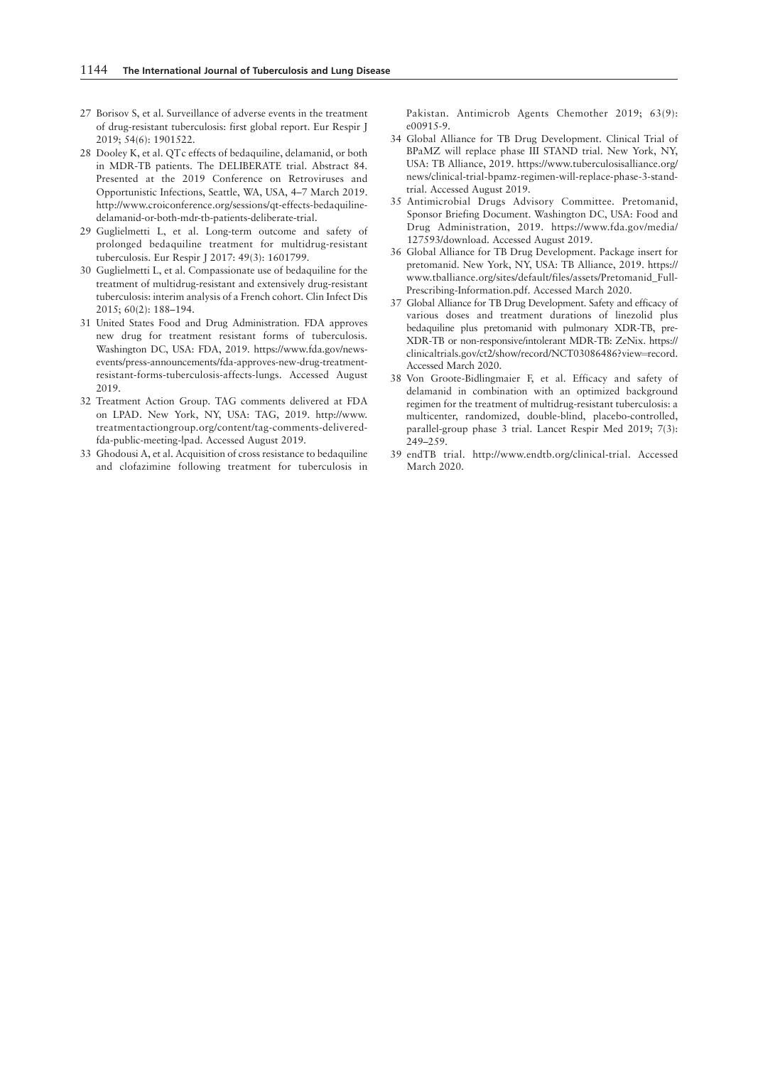27 Borisov S, et al. Surveillance of adverse events in the treatment of drug-resistant tuberculosis: first global report. Eur Respir J 2019; 54(6): 1901522.

28 Dooley K, et al. QTc effects of bedaquiline, delamanid, or both in MDR-TB patients. The DELIBERATE trial. Abstract 84. Presented at the 2019 Conference on Retroviruses and Opportunistic Infections, Seattle, WA, USA, 4–7 March 2019. http://www.croiconference.org/sessions/qt-effects-bedaquiline-delamanid-or-both-mdr-tb-patients-deliberate-trial.

29 Guglielmetti L, et al. Long-term outcome and safety of prolonged bedaquiline treatment for multidrug-resistant tuberculosis. Eur Respir J 2017: 49(3): 1601799.

30 Guglielmetti L, et al. Compassionate use of bedaquiline for the treatment of multidrug-resistant and extensively drug-resistant tuberculosis: interim analysis of a French cohort. Clin Infect Dis 2015; 60(2): 188–194.

31 United States Food and Drug Administration. FDA approves new drug for treatment resistant forms of tuberculosis. Washington DC, USA: FDA, 2019. https://www.fda.gov/news-events/press-announcements/fda-approves-new-drug-treatment-resistant-forms-tuberculosis-affects-lungs. Accessed August 2019.

32 Treatment Action Group. TAG comments delivered at FDA on LPAD. New York, NY, USA: TAG, 2019. http://www.treatmentactiongroup.org/content/tag-comments-delivered-fda-public-meeting-lpad. Accessed August 2019.

33 Ghodousi A, et al. Acquisition of cross resistance to bedaquiline and clofazimine following treatment for tuberculosis in Pakistan. Antimicrob Agents Chemother 2019; 63(9): e00915-9.

34 Global Alliance for TB Drug Development. Clinical Trial of BPaMZ will replace phase III STAND trial. New York, NY, USA: TB Alliance, 2019. https://www.tuberculosisalliance.org/news/clinical-trial-bpamz-regimen-will-replace-phase-3-stand-trial. Accessed August 2019.

35 Antimicrobial Drugs Advisory Committee. Pretomanid, Sponsor Briefing Document. Washington DC, USA: Food and Drug Administration, 2019. https://www.fda.gov/media/127593/download. Accessed August 2019.

36 Global Alliance for TB Drug Development. Package insert for pretomanid. New York, NY, USA: TB Alliance, 2019. https://www.tballiance.org/sites/default/files/assets/Pretomanid_Full-Prescribing-Information.pdf. Accessed March 2020.

37 Global Alliance for TB Drug Development. Safety and efficacy of various doses and treatment durations of linezolid plus bedaquiline plus pretomanid with pulmonary XDR-TB, pre-XDR-TB or non-responsive/intolerant MDR-TB: ZeNix. https://clinicaltrials.gov/ct2/show/record/NCT03086486?view=record. Accessed March 2020.

38 Von Groote-Bidlingmaier F, et al. Efficacy and safety of delamanid in combination with an optimized background regimen for the treatment of multidrug-resistant tuberculosis: a multicenter, randomized, double-blind, placebo-controlled, parallel-group phase 3 trial. Lancet Respir Med 2019; 7(3): 249–259.

39 endTB trial. http://www.endtb.org/clinical-trial. Accessed March 2020.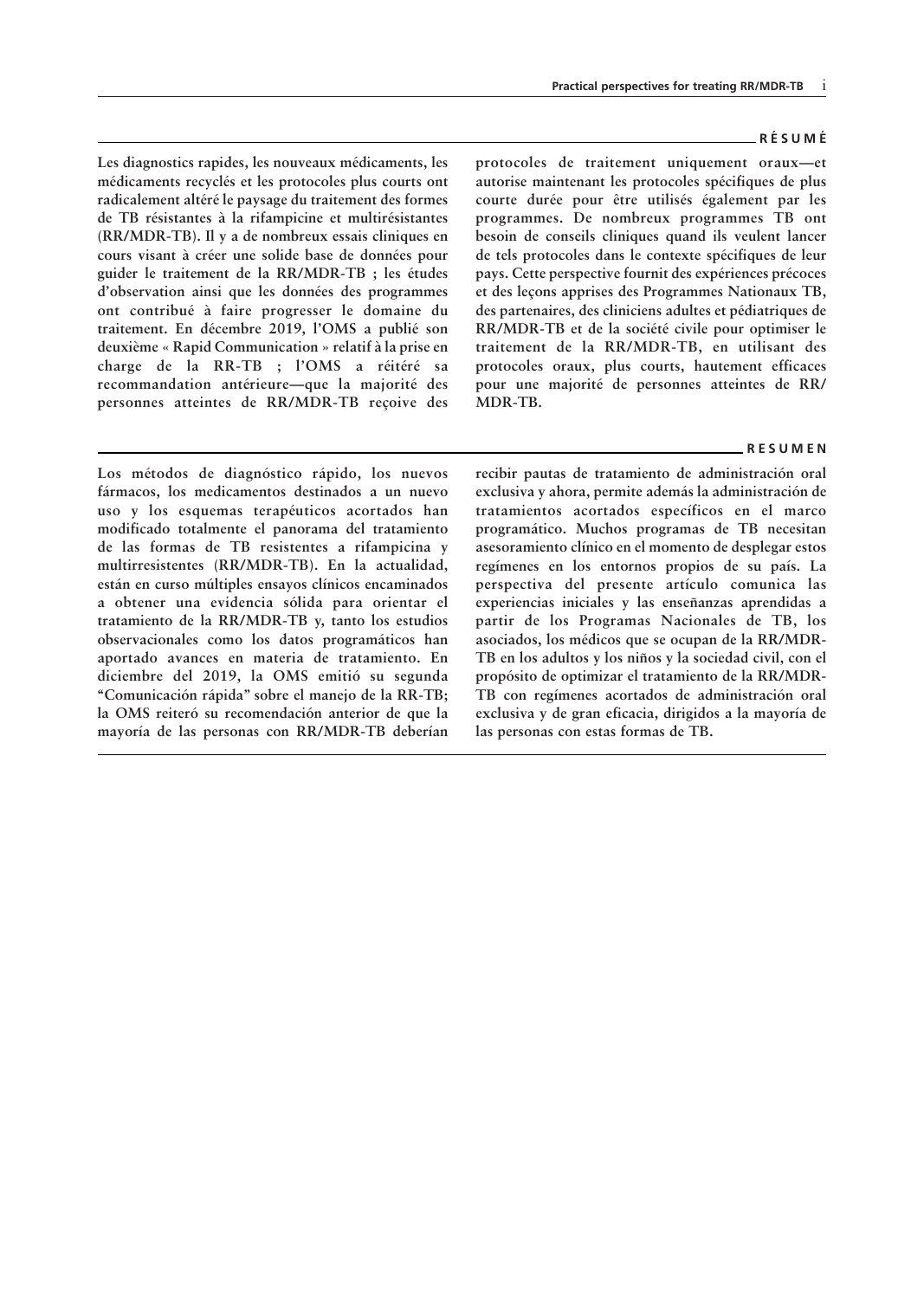## RÉSUMÉ

**Les diagnostics rapides, les nouveaux médicaments, les médicaments recyclés et les protocoles plus courts ont radicalement altéré le paysage du traitement des formes de TB résistantes à la rifampicine et multirésistantes (RR/MDR-TB). Il y a de nombreux essais cliniques en cours visant à créer une solide base de données pour guider le traitement de la RR/MDR-TB ; les études d'observation ainsi que les données des programmes ont contribué à faire progresser le domaine du traitement. En décembre 2019, l'OMS a publié son deuxième « Rapid Communication » relatif à la prise en charge de la RR-TB ; l'OMS a réitéré sa recommandation antérieure—que la majorité des personnes atteintes de RR/MDR-TB reçoive des protocoles de traitement uniquement oraux—et autorise maintenant les protocoles spécifiques de plus courte durée pour être utilisés également par les programmes. De nombreux programmes TB ont besoin de conseils cliniques quand ils veulent lancer de tels protocoles dans le contexte spécifiques de leur pays. Cette perspective fournit des expériences précoces et des leçons apprises des Programmes Nationaux TB, des partenaires, des cliniciens adultes et pédiatriques de RR/MDR-TB et de la société civile pour optimiser le traitement de la RR/MDR-TB, en utilisant des protocoles oraux, plus courts, hautement efficaces pour une majorité de personnes atteintes de RR/MDR-TB.**

## RESUMEN

**Los métodos de diagnóstico rápido, los nuevos fármacos, los medicamentos destinados a un nuevo uso y los esquemas terapéuticos acortados han modificado totalmente el panorama del tratamiento de las formas de TB resistentes a rifampicina y multirresistentes (RR/MDR-TB). En la actualidad, están en curso múltiples ensayos clínicos encaminados a obtener una evidencia sólida para orientar el tratamiento de la RR/MDR-TB y, tanto los estudios observacionales como los datos programáticos han aportado avances en materia de tratamiento. En diciembre del 2019, la OMS emitió su segunda "Comunicación rápida" sobre el manejo de la RR-TB; la OMS reiteró su recomendación anterior de que la mayoría de las personas con RR/MDR-TB deberían recibir pautas de tratamiento de administración oral exclusiva y ahora, permite además la administración de tratamientos acortados específicos en el marco programático. Muchos programas de TB necesitan asesoramiento clínico en el momento de desplegar estos regímenes en los entornos propios de su país. La perspectiva del presente artículo comunica las experiencias iniciales y las enseñanzas aprendidas a partir de los Programas Nacionales de TB, los asociados, los médicos que se ocupan de la RR/MDR-TB en los adultos y los niños y la sociedad civil, con el propósito de optimizar el tratamiento de la RR/MDR-TB con regímenes acortados de administración oral exclusiva y de gran eficacia, dirigidos a la mayoría de las personas con estas formas de TB.**